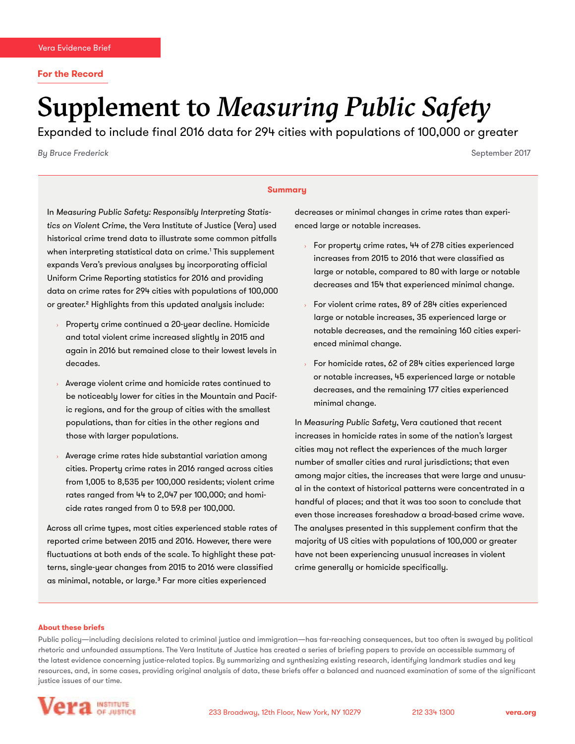Vera Evidence Brief

**For the Record**

# Supplement to *Measuring Public Safety*

Expanded to include final 2016 data for 294 cities with populations of 100,000 or greater

*By Bruce Frederick*

September 2017

## Summary

In *Measuring Public Safety: Responsibly Interpreting Statistics on Violent Crime*, the Vera Institute of Justice (Vera) used historical crime trend data to illustrate some common pitfalls when interpreting statistical data on crime.[1] This supplement expands Vera's previous analyses by incorporating official Uniform Crime Reporting statistics for 2016 and providing data on crime rates for 294 cities with populations of 100,000 or greater.[2] Highlights from this updated analysis include:

- Property crime continued a 20-year decline. Homicide and total violent crime increased slightly in 2015 and again in 2016 but remained close to their lowest levels in decades.
- Average violent crime and homicide rates continued to be noticeably lower for cities in the Mountain and Pacific regions, and for the group of cities with the smallest populations, than for cities in the other regions and those with larger populations.
- Average crime rates hide substantial variation among cities. Property crime rates in 2016 ranged across cities from 1,005 to 8,535 per 100,000 residents; violent crime rates ranged from 44 to 2,047 per 100,000; and homicide rates ranged from 0 to 59.8 per 100,000.

Across all crime types, most cities experienced stable rates of reported crime between 2015 and 2016. However, there were fluctuations at both ends of the scale. To highlight these patterns, single-year changes from 2015 to 2016 were classified as minimal, notable, or large.[3] Far more cities experienced decreases or minimal changes in crime rates than experienced large or notable increases.

- For property crime rates, 44 of 278 cities experienced increases from 2015 to 2016 that were classified as large or notable, compared to 80 with large or notable decreases and 154 that experienced minimal change.
- For violent crime rates, 89 of 284 cities experienced large or notable increases, 35 experienced large or notable decreases, and the remaining 160 cities experienced minimal change.
- For homicide rates, 62 of 284 cities experienced large or notable increases, 45 experienced large or notable decreases, and the remaining 177 cities experienced minimal change.

In *Measuring Public Safety*, Vera cautioned that recent increases in homicide rates in some of the nation's largest cities may not reflect the experiences of the much larger number of smaller cities and rural jurisdictions; that even among major cities, the increases that were large and unusual in the context of historical patterns were concentrated in a handful of places; and that it was too soon to conclude that even those increases foreshadow a broad-based crime wave. The analyses presented in this supplement confirm that the majority of US cities with populations of 100,000 or greater have not been experiencing unusual increases in violent crime generally or homicide specifically.

**About these briefs**

Public policy—including decisions related to criminal justice and immigration—has far-reaching consequences, but too often is swayed by political rhetoric and unfounded assumptions. The Vera Institute of Justice has created a series of briefing papers to provide an accessible summary of the latest evidence concerning justice-related topics. By summarizing and synthesizing existing research, identifying landmark studies and key resources, and, in some cases, providing original analysis of data, these briefs offer a balanced and nuanced examination of some of the significant justice issues of our time.

Vera Institute of Justice    233 Broadway, 12th Floor, New York, NY 10279    212 334 1300    vera.org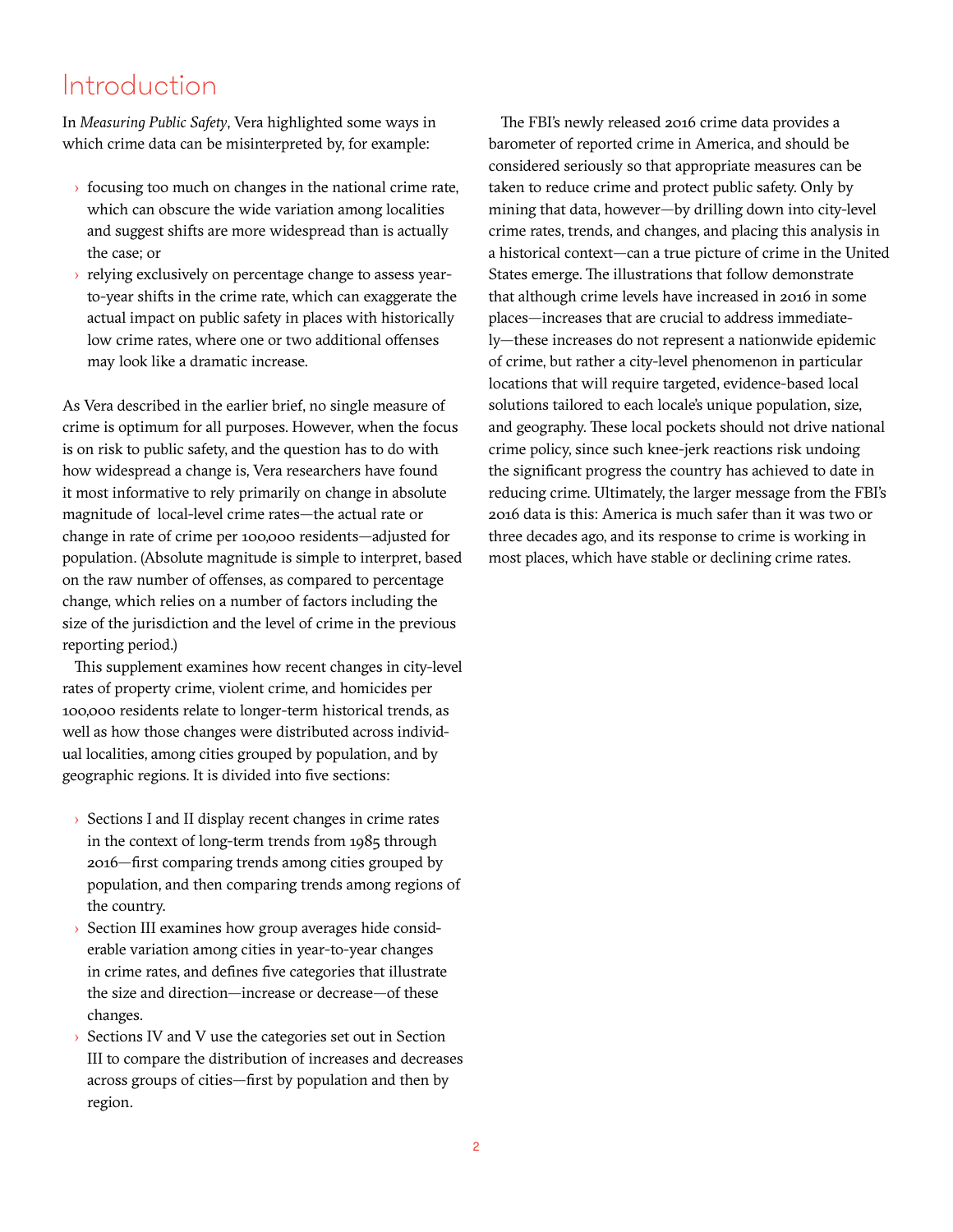# Introduction

In *Measuring Public Safety*, Vera highlighted some ways in which crime data can be misinterpreted by, for example:

- focusing too much on changes in the national crime rate, which can obscure the wide variation among localities and suggest shifts are more widespread than is actually the case; or
- relying exclusively on percentage change to assess year-to-year shifts in the crime rate, which can exaggerate the actual impact on public safety in places with historically low crime rates, where one or two additional offenses may look like a dramatic increase.

As Vera described in the earlier brief, no single measure of crime is optimum for all purposes. However, when the focus is on risk to public safety, and the question has to do with how widespread a change is, Vera researchers have found it most informative to rely primarily on change in absolute magnitude of local-level crime rates—the actual rate or change in rate of crime per 100,000 residents—adjusted for population. (Absolute magnitude is simple to interpret, based on the raw number of offenses, as compared to percentage change, which relies on a number of factors including the size of the jurisdiction and the level of crime in the previous reporting period.)

This supplement examines how recent changes in city-level rates of property crime, violent crime, and homicides per 100,000 residents relate to longer-term historical trends, as well as how those changes were distributed across individual localities, among cities grouped by population, and by geographic regions. It is divided into five sections:

- Sections I and II display recent changes in crime rates in the context of long-term trends from 1985 through 2016—first comparing trends among cities grouped by population, and then comparing trends among regions of the country.
- Section III examines how group averages hide considerable variation among cities in year-to-year changes in crime rates, and defines five categories that illustrate the size and direction—increase or decrease—of these changes.
- Sections IV and V use the categories set out in Section III to compare the distribution of increases and decreases across groups of cities—first by population and then by region.

The FBI's newly released 2016 crime data provides a barometer of reported crime in America, and should be considered seriously so that appropriate measures can be taken to reduce crime and protect public safety. Only by mining that data, however—by drilling down into city-level crime rates, trends, and changes, and placing this analysis in a historical context—can a true picture of crime in the United States emerge. The illustrations that follow demonstrate that although crime levels have increased in 2016 in some places—increases that are crucial to address immediately—these increases do not represent a nationwide epidemic of crime, but rather a city-level phenomenon in particular locations that will require targeted, evidence-based local solutions tailored to each locale's unique population, size, and geography. These local pockets should not drive national crime policy, since such knee-jerk reactions risk undoing the significant progress the country has achieved to date in reducing crime. Ultimately, the larger message from the FBI's 2016 data is this: America is much safer than it was two or three decades ago, and its response to crime is working in most places, which have stable or declining crime rates.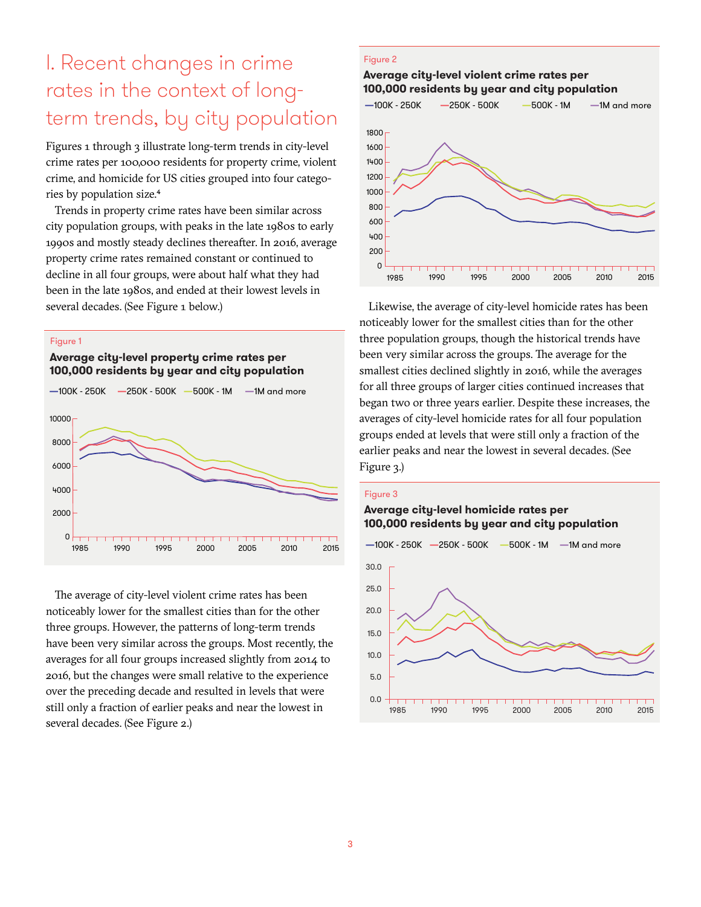# I. Recent changes in crime rates in the context of long-term trends, by city population

Figures 1 through 3 illustrate long-term trends in city-level crime rates per 100,000 residents for property crime, violent crime, and homicide for US cities grouped into four categories by population size.[4]

Trends in property crime rates have been similar across city population groups, with peaks in the late 1980s to early 1990s and mostly steady declines thereafter. In 2016, average property crime rates remained constant or continued to decline in all four groups, were about half what they had been in the late 1980s, and ended at their lowest levels in several decades. (See Figure 1 below.)

Figure 1

**Average city-level property crime rates per 100,000 residents by year and city population**

—100K - 250K —250K - 500K —500K - 1M —1M and more

The average of city-level violent crime rates has been noticeably lower for the smallest cities than for the other three groups. However, the patterns of long-term trends have been very similar across the groups. Most recently, the averages for all four groups increased slightly from 2014 to 2016, but the changes were small relative to the experience over the preceding decade and resulted in levels that were still only a fraction of earlier peaks and near the lowest in several decades. (See Figure 2.)

Figure 2

**Average city-level violent crime rates per 100,000 residents by year and city population**

—100K - 250K —250K - 500K —500K - 1M —1M and more

Likewise, the average of city-level homicide rates has been noticeably lower for the smallest cities than for the other three population groups, though the historical trends have been very similar across the groups. The average for the smallest cities declined slightly in 2016, while the averages for all three groups of larger cities continued increases that began two or three years earlier. Despite these increases, the averages of city-level homicide rates for all four population groups ended at levels that were still only a fraction of the earlier peaks and near the lowest in several decades. (See Figure 3.)

Figure 3

**Average city-level homicide rates per 100,000 residents by year and city population**

—100K - 250K —250K - 500K —500K - 1M —1M and more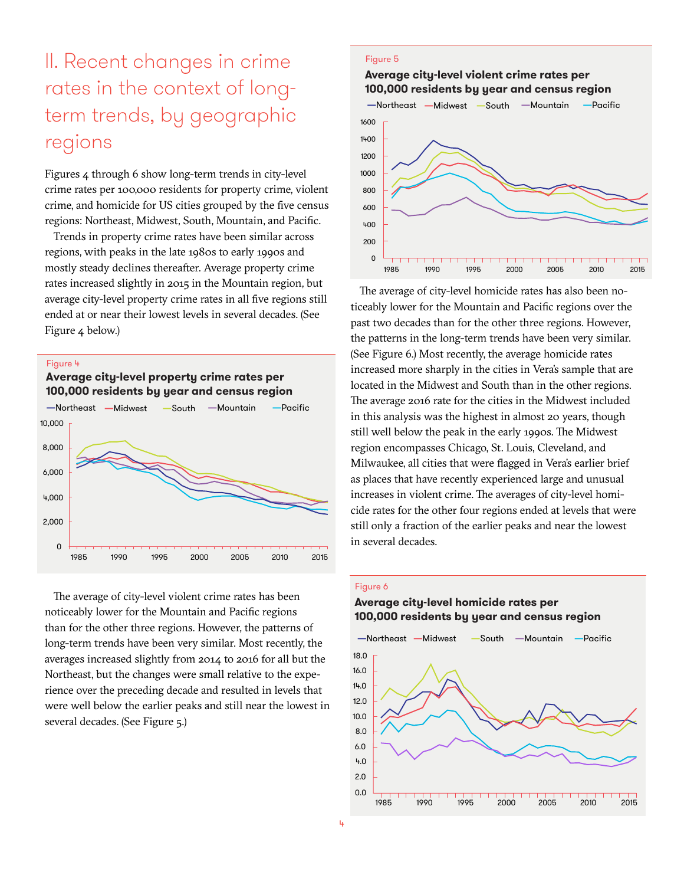## II. Recent changes in crime rates in the context of long-term trends, by geographic regions

Figures 4 through 6 show long-term trends in city-level crime rates per 100,000 residents for property crime, violent crime, and homicide for US cities grouped by the five census regions: Northeast, Midwest, South, Mountain, and Pacific.

Trends in property crime rates have been similar across regions, with peaks in the late 1980s to early 1990s and mostly steady declines thereafter. Average property crime rates increased slightly in 2015 in the Mountain region, but average city-level property crime rates in all five regions still ended at or near their lowest levels in several decades. (See Figure 4 below.)

Figure 4

**Average city-level property crime rates per 100,000 residents by year and census region**

The average of city-level violent crime rates has been noticeably lower for the Mountain and Pacific regions than for the other three regions. However, the patterns of long-term trends have been very similar. Most recently, the averages increased slightly from 2014 to 2016 for all but the Northeast, but the changes were small relative to the experience over the preceding decade and resulted in levels that were well below the earlier peaks and still near the lowest in several decades. (See Figure 5.)

Figure 5

**Average city-level violent crime rates per 100,000 residents by year and census region**

The average of city-level homicide rates has also been noticeably lower for the Mountain and Pacific regions over the past two decades than for the other three regions. However, the patterns in the long-term trends have been very similar. (See Figure 6.) Most recently, the average homicide rates increased more sharply in the cities in Vera's sample that are located in the Midwest and South than in the other regions. The average 2016 rate for the cities in the Midwest included in this analysis was the highest in almost 20 years, though still well below the peak in the early 1990s. The Midwest region encompasses Chicago, St. Louis, Cleveland, and Milwaukee, all cities that were flagged in Vera's earlier brief as places that have recently experienced large and unusual increases in violent crime. The averages of city-level homicide rates for the other four regions ended at levels that were still only a fraction of the earlier peaks and near the lowest in several decades.

Figure 6

**Average city-level homicide rates per 100,000 residents by year and census region**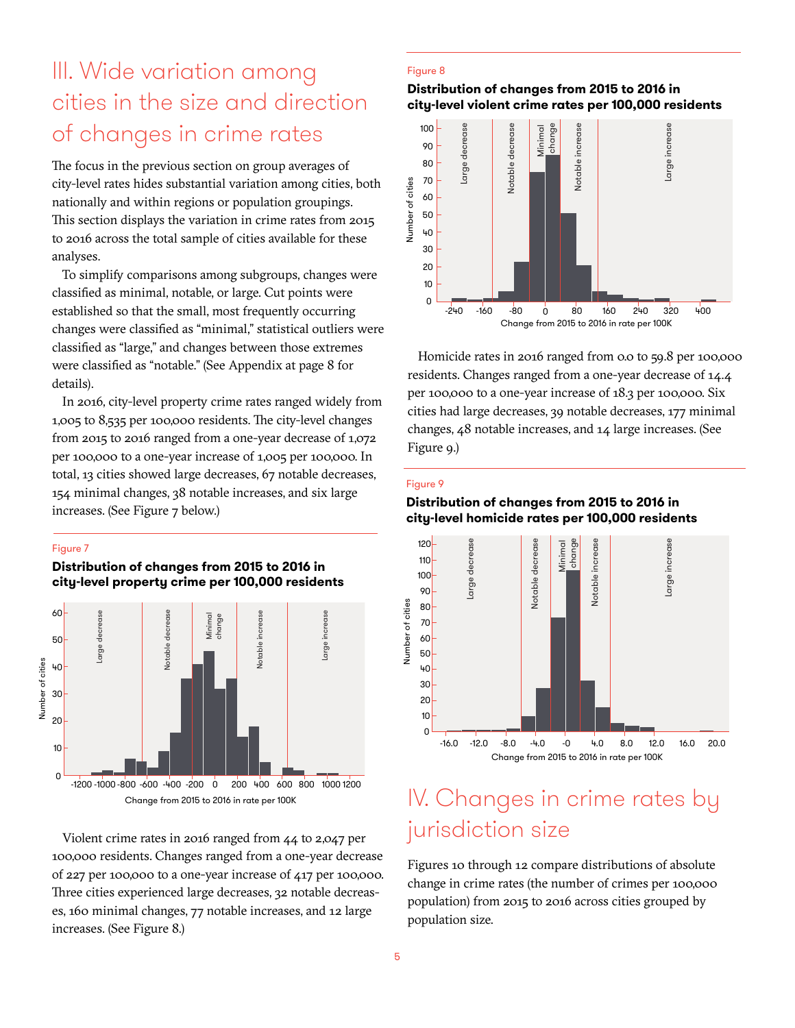# III. Wide variation among cities in the size and direction of changes in crime rates

The focus in the previous section on group averages of city-level rates hides substantial variation among cities, both nationally and within regions or population groupings. This section displays the variation in crime rates from 2015 to 2016 across the total sample of cities available for these analyses.

To simplify comparisons among subgroups, changes were classified as minimal, notable, or large. Cut points were established so that the small, most frequently occurring changes were classified as "minimal," statistical outliers were classified as "large," and changes between those extremes were classified as "notable." (See Appendix at page 8 for details).

In 2016, city-level property crime rates ranged widely from 1,005 to 8,535 per 100,000 residents. The city-level changes from 2015 to 2016 ranged from a one-year decrease of 1,072 per 100,000 to a one-year increase of 1,005 per 100,000. In total, 13 cities showed large decreases, 67 notable decreases, 154 minimal changes, 38 notable increases, and six large increases. (See Figure 7 below.)

Figure 7

**Distribution of changes from 2015 to 2016 in city-level property crime per 100,000 residents**

Violent crime rates in 2016 ranged from 44 to 2,047 per 100,000 residents. Changes ranged from a one-year decrease of 227 per 100,000 to a one-year increase of 417 per 100,000. Three cities experienced large decreases, 32 notable decreases, 160 minimal changes, 77 notable increases, and 12 large increases. (See Figure 8.)

Figure 8

**Distribution of changes from 2015 to 2016 in city-level violent crime rates per 100,000 residents**

Homicide rates in 2016 ranged from 0.0 to 59.8 per 100,000 residents. Changes ranged from a one-year decrease of 14.4 per 100,000 to a one-year increase of 18.3 per 100,000. Six cities had large decreases, 39 notable decreases, 177 minimal changes, 48 notable increases, and 14 large increases. (See Figure 9.)

Figure 9

**Distribution of changes from 2015 to 2016 in city-level homicide rates per 100,000 residents**

# IV. Changes in crime rates by jurisdiction size

Figures 10 through 12 compare distributions of absolute change in crime rates (the number of crimes per 100,000 population) from 2015 to 2016 across cities grouped by population size.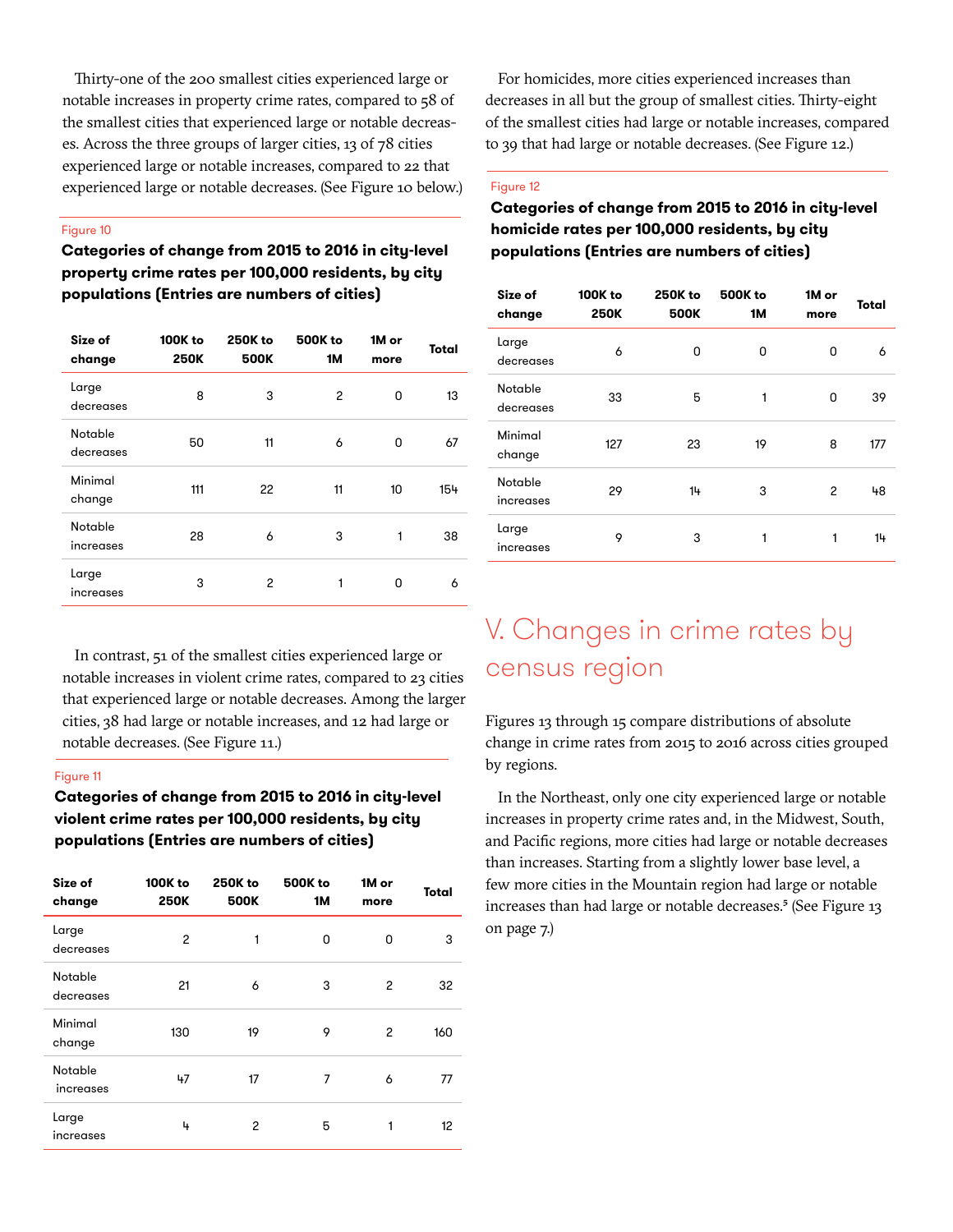Thirty-one of the 200 smallest cities experienced large or notable increases in property crime rates, compared to 58 of the smallest cities that experienced large or notable decreases. Across the three groups of larger cities, 13 of 78 cities experienced large or notable increases, compared to 22 that experienced large or notable decreases. (See Figure 10 below.)

Figure 10

**Categories of change from 2015 to 2016 in city-level property crime rates per 100,000 residents, by city populations (Entries are numbers of cities)**

| Size of change | 100K to 250K | 250K to 500K | 500K to 1M | 1M or more | Total |
|---|---|---|---|---|---|
| Large decreases | 8 | 3 | 2 | 0 | 13 |
| Notable decreases | 50 | 11 | 6 | 0 | 67 |
| Minimal change | 111 | 22 | 11 | 10 | 154 |
| Notable increases | 28 | 6 | 3 | 1 | 38 |
| Large increases | 3 | 2 | 1 | 0 | 6 |

In contrast, 51 of the smallest cities experienced large or notable increases in violent crime rates, compared to 23 cities that experienced large or notable decreases. Among the larger cities, 38 had large or notable increases, and 12 had large or notable decreases. (See Figure 11.)

Figure 11

**Categories of change from 2015 to 2016 in city-level violent crime rates per 100,000 residents, by city populations (Entries are numbers of cities)**

| Size of change | 100K to 250K | 250K to 500K | 500K to 1M | 1M or more | Total |
|---|---|---|---|---|---|
| Large decreases | 2 | 1 | 0 | 0 | 3 |
| Notable decreases | 21 | 6 | 3 | 2 | 32 |
| Minimal change | 130 | 19 | 9 | 2 | 160 |
| Notable increases | 47 | 17 | 7 | 6 | 77 |
| Large increases | 4 | 2 | 5 | 1 | 12 |

For homicides, more cities experienced increases than decreases in all but the group of smallest cities. Thirty-eight of the smallest cities had large or notable increases, compared to 39 that had large or notable decreases. (See Figure 12.)

Figure 12

**Categories of change from 2015 to 2016 in city-level homicide rates per 100,000 residents, by city populations (Entries are numbers of cities)**

| Size of change | 100K to 250K | 250K to 500K | 500K to 1M | 1M or more | Total |
|---|---|---|---|---|---|
| Large decreases | 6 | 0 | 0 | 0 | 6 |
| Notable decreases | 33 | 5 | 1 | 0 | 39 |
| Minimal change | 127 | 23 | 19 | 8 | 177 |
| Notable increases | 29 | 14 | 3 | 2 | 48 |
| Large increases | 9 | 3 | 1 | 1 | 14 |

# V. Changes in crime rates by census region

Figures 13 through 15 compare distributions of absolute change in crime rates from 2015 to 2016 across cities grouped by regions.

In the Northeast, only one city experienced large or notable increases in property crime rates and, in the Midwest, South, and Pacific regions, more cities had large or notable decreases than increases. Starting from a slightly lower base level, a few more cities in the Mountain region had large or notable increases than had large or notable decreases.[5] (See Figure 13 on page 7.)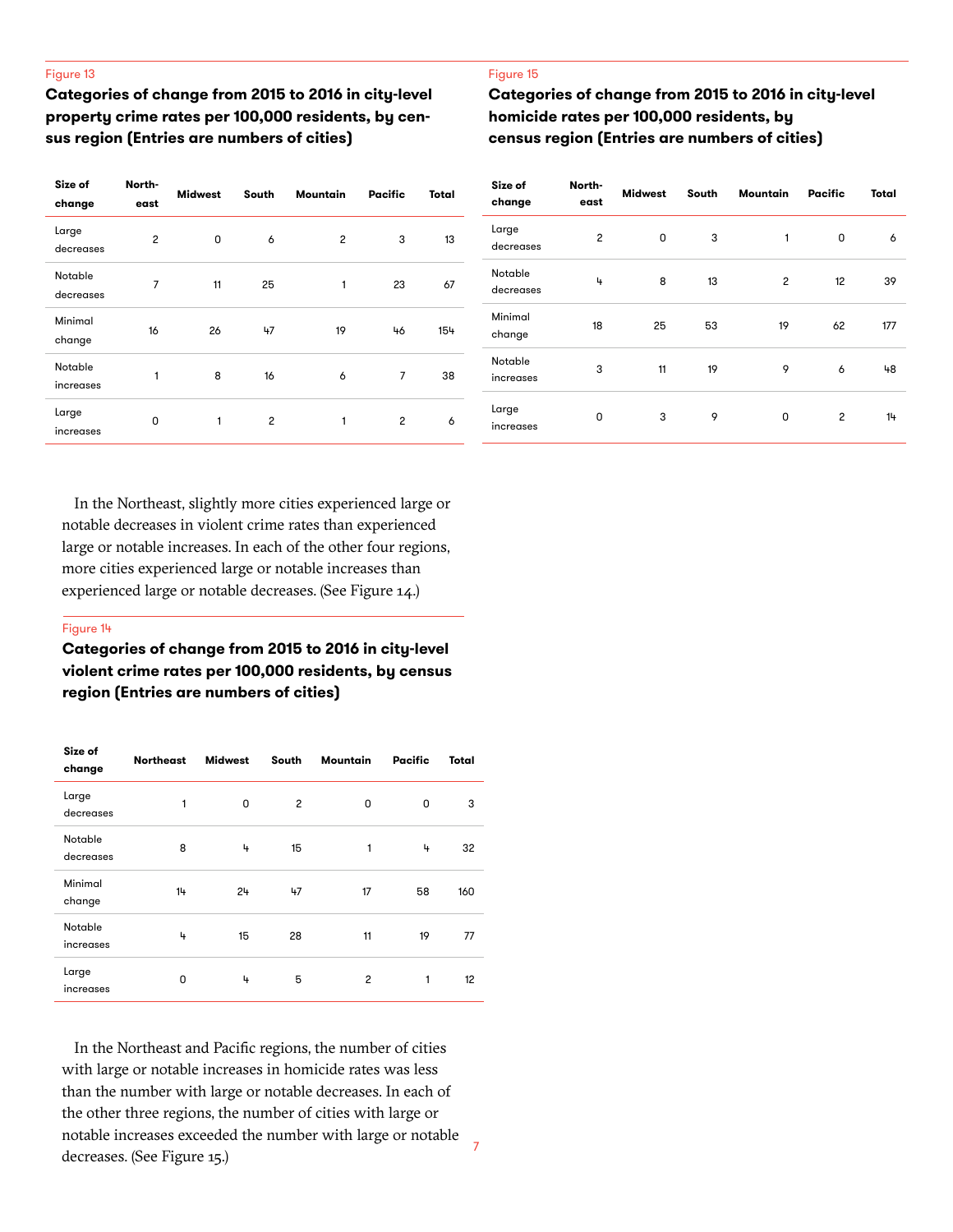Figure 13

**Categories of change from 2015 to 2016 in city-level property crime rates per 100,000 residents, by census region (Entries are numbers of cities)**

| Size of change | Northeast | Midwest | South | Mountain | Pacific | Total |
|---|---|---|---|---|---|---|
| Large decreases | 2 | 0 | 6 | 2 | 3 | 13 |
| Notable decreases | 7 | 11 | 25 | 1 | 23 | 67 |
| Minimal change | 16 | 26 | 47 | 19 | 46 | 154 |
| Notable increases | 1 | 8 | 16 | 6 | 7 | 38 |
| Large increases | 0 | 1 | 2 | 1 | 2 | 6 |

In the Northeast, slightly more cities experienced large or notable decreases in violent crime rates than experienced large or notable increases. In each of the other four regions, more cities experienced large or notable increases than experienced large or notable decreases. (See Figure 14.)

Figure 14

**Categories of change from 2015 to 2016 in city-level violent crime rates per 100,000 residents, by census region (Entries are numbers of cities)**

| Size of change | Northeast | Midwest | South | Mountain | Pacific | Total |
|---|---|---|---|---|---|---|
| Large decreases | 1 | 0 | 2 | 0 | 0 | 3 |
| Notable decreases | 8 | 4 | 15 | 1 | 4 | 32 |
| Minimal change | 14 | 24 | 47 | 17 | 58 | 160 |
| Notable increases | 4 | 15 | 28 | 11 | 19 | 77 |
| Large increases | 0 | 4 | 5 | 2 | 1 | 12 |

In the Northeast and Pacific regions, the number of cities with large or notable increases in homicide rates was less than the number with large or notable decreases. In each of the other three regions, the number of cities with large or notable increases exceeded the number with large or notable decreases. (See Figure 15.)

Figure 15

**Categories of change from 2015 to 2016 in city-level homicide rates per 100,000 residents, by census region (Entries are numbers of cities)**

| Size of change | Northeast | Midwest | South | Mountain | Pacific | Total |
|---|---|---|---|---|---|---|
| Large decreases | 2 | 0 | 3 | 1 | 0 | 6 |
| Notable decreases | 4 | 8 | 13 | 2 | 12 | 39 |
| Minimal change | 18 | 25 | 53 | 19 | 62 | 177 |
| Notable increases | 3 | 11 | 19 | 9 | 6 | 48 |
| Large increases | 0 | 3 | 9 | 0 | 2 | 14 |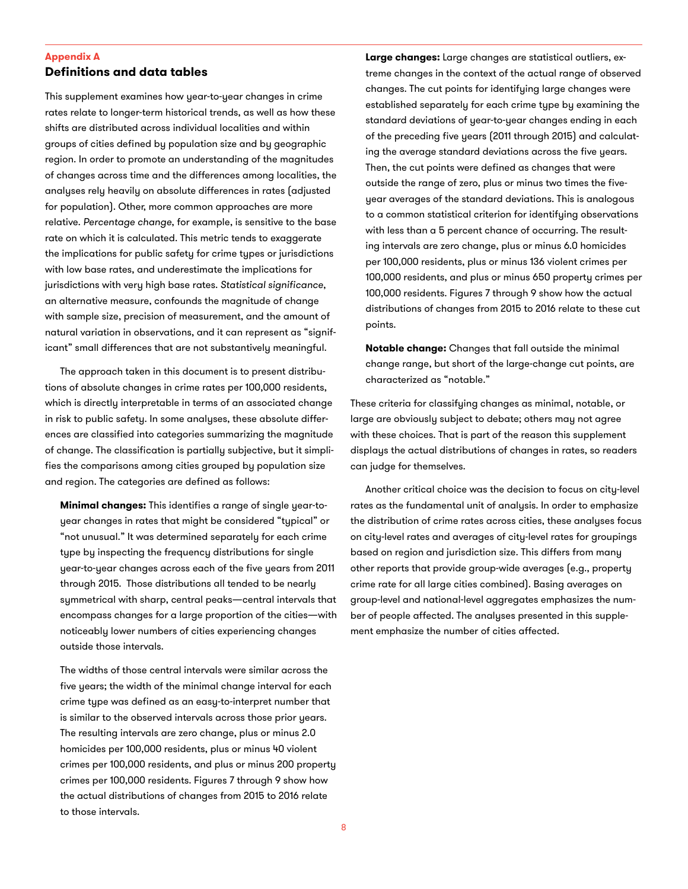**Appendix A**

## Definitions and data tables

This supplement examines how year-to-year changes in crime rates relate to longer-term historical trends, as well as how these shifts are distributed across individual localities and within groups of cities defined by population size and by geographic region. In order to promote an understanding of the magnitudes of changes across time and the differences among localities, the analyses rely heavily on absolute differences in rates (adjusted for population). Other, more common approaches are more relative. *Percentage change*, for example, is sensitive to the base rate on which it is calculated. This metric tends to exaggerate the implications for public safety for crime types or jurisdictions with low base rates, and underestimate the implications for jurisdictions with very high base rates. *Statistical significance*, an alternative measure, confounds the magnitude of change with sample size, precision of measurement, and the amount of natural variation in observations, and it can represent as "significant" small differences that are not substantively meaningful.

The approach taken in this document is to present distributions of absolute changes in crime rates per 100,000 residents, which is directly interpretable in terms of an associated change in risk to public safety. In some analyses, these absolute differences are classified into categories summarizing the magnitude of change. The classification is partially subjective, but it simplifies the comparisons among cities grouped by population size and region. The categories are defined as follows:

**Minimal changes:** This identifies a range of single year-to-year changes in rates that might be considered "typical" or "not unusual." It was determined separately for each crime type by inspecting the frequency distributions for single year-to-year changes across each of the five years from 2011 through 2015. Those distributions all tended to be nearly symmetrical with sharp, central peaks—central intervals that encompass changes for a large proportion of the cities—with noticeably lower numbers of cities experiencing changes outside those intervals.

The widths of those central intervals were similar across the five years; the width of the minimal change interval for each crime type was defined as an easy-to-interpret number that is similar to the observed intervals across those prior years. The resulting intervals are zero change, plus or minus 2.0 homicides per 100,000 residents, plus or minus 40 violent crimes per 100,000 residents, and plus or minus 200 property crimes per 100,000 residents. Figures 7 through 9 show how the actual distributions of changes from 2015 to 2016 relate to those intervals.

**Large changes:** Large changes are statistical outliers, extreme changes in the context of the actual range of observed changes. The cut points for identifying large changes were established separately for each crime type by examining the standard deviations of year-to-year changes ending in each of the preceding five years (2011 through 2015) and calculating the average standard deviations across the five years. Then, the cut points were defined as changes that were outside the range of zero, plus or minus two times the five-year averages of the standard deviations. This is analogous to a common statistical criterion for identifying observations with less than a 5 percent chance of occurring. The resulting intervals are zero change, plus or minus 6.0 homicides per 100,000 residents, plus or minus 136 violent crimes per 100,000 residents, and plus or minus 650 property crimes per 100,000 residents. Figures 7 through 9 show how the actual distributions of changes from 2015 to 2016 relate to these cut points.

**Notable change:** Changes that fall outside the minimal change range, but short of the large-change cut points, are characterized as "notable."

These criteria for classifying changes as minimal, notable, or large are obviously subject to debate; others may not agree with these choices. That is part of the reason this supplement displays the actual distributions of changes in rates, so readers can judge for themselves.

Another critical choice was the decision to focus on city-level rates as the fundamental unit of analysis. In order to emphasize the distribution of crime rates across cities, these analyses focus on city-level rates and averages of city-level rates for groupings based on region and jurisdiction size. This differs from many other reports that provide group-wide averages (e.g., property crime rate for all large cities combined). Basing averages on group-level and national-level aggregates emphasizes the number of people affected. The analyses presented in this supplement emphasize the number of cities affected.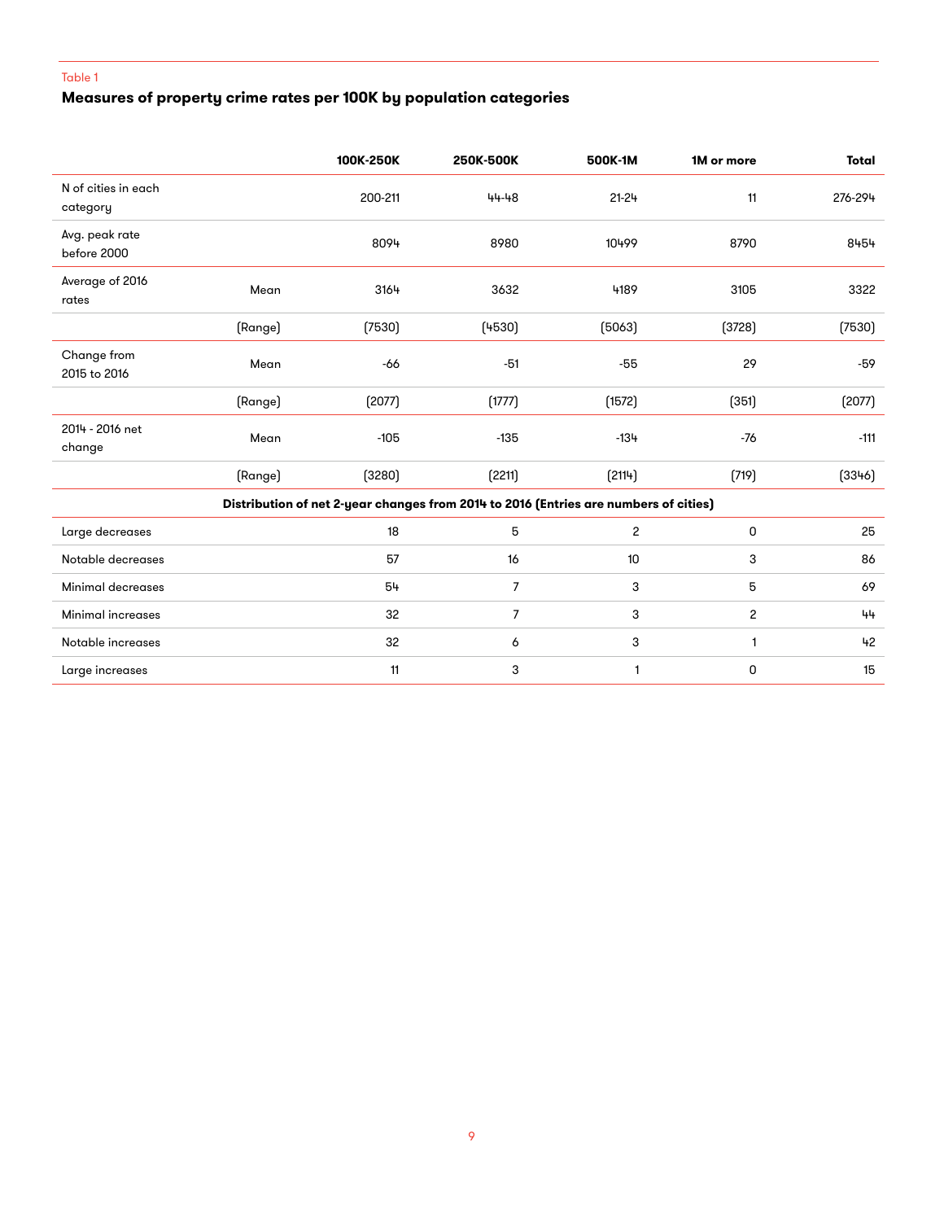Table 1

**Measures of property crime rates per 100K by population categories**

| | | 100K-250K | 250K-500K | 500K-1M | 1M or more | Total |
|---|---|---|---|---|---|---|
| N of cities in each category | | 200-211 | 44-48 | 21-24 | 11 | 276-294 |
| Avg. peak rate before 2000 | | 8094 | 8980 | 10499 | 8790 | 8454 |
| Average of 2016 rates | Mean | 3164 | 3632 | 4189 | 3105 | 3322 |
| | (Range) | (7530) | (4530) | (5063) | (3728) | (7530) |
| Change from 2015 to 2016 | Mean | -66 | -51 | -55 | 29 | -59 |
| | (Range) | (2077) | (1777) | (1572) | (351) | (2077) |
| 2014 - 2016 net change | Mean | -105 | -135 | -134 | -76 | -111 |
| | (Range) | (3280) | (2211) | (2114) | (719) | (3346) |
| **Distribution of net 2-year changes from 2014 to 2016 (Entries are numbers of cities)** | | | | | | |
| Large decreases | | 18 | 5 | 2 | 0 | 25 |
| Notable decreases | | 57 | 16 | 10 | 3 | 86 |
| Minimal decreases | | 54 | 7 | 3 | 5 | 69 |
| Minimal increases | | 32 | 7 | 3 | 2 | 44 |
| Notable increases | | 32 | 6 | 3 | 1 | 42 |
| Large increases | | 11 | 3 | 1 | 0 | 15 |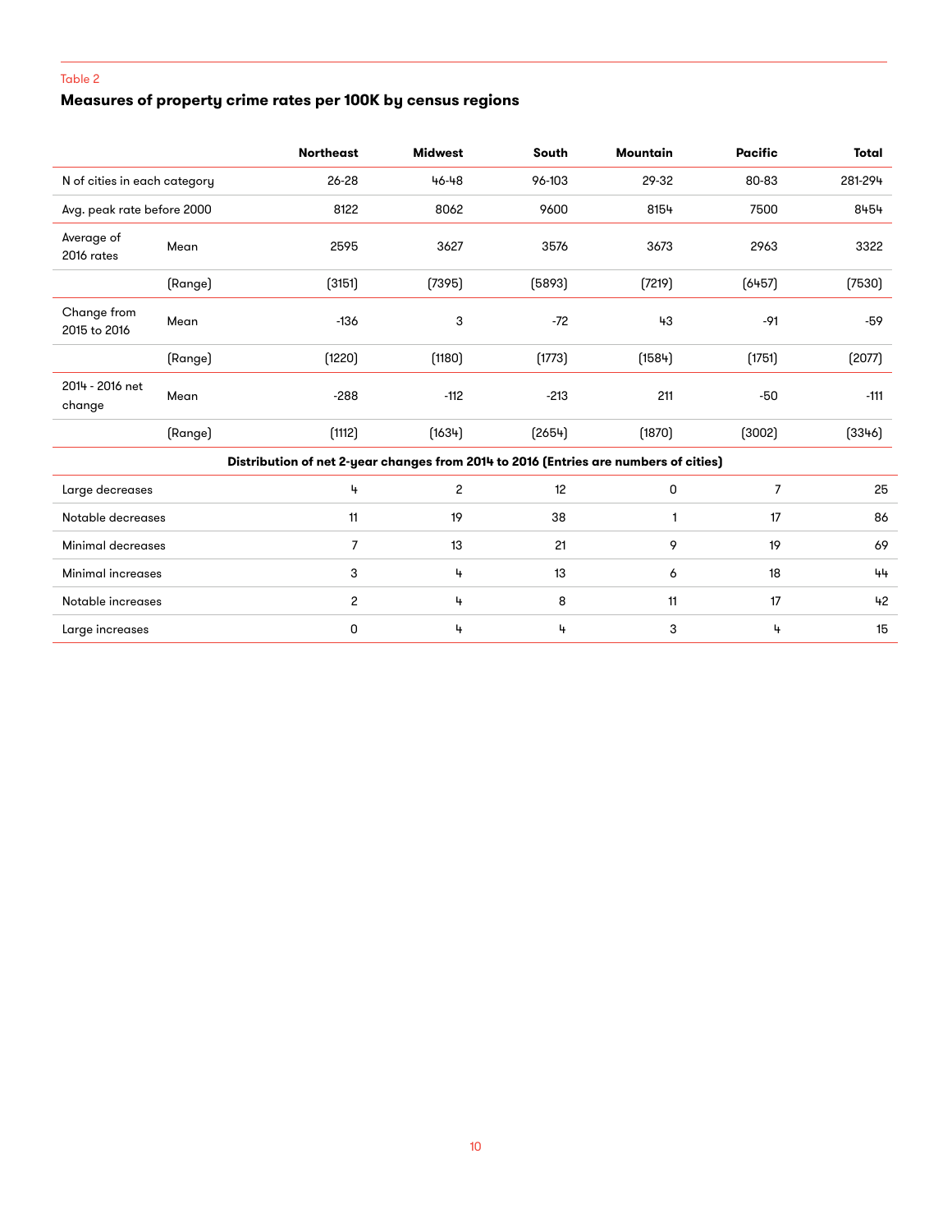Table 2

### Measures of property crime rates per 100K by census regions

| | | Northeast | Midwest | South | Mountain | Pacific | Total |
|---|---|---|---|---|---|---|---|
| N of cities in each category | | 26-28 | 46-48 | 96-103 | 29-32 | 80-83 | 281-294 |
| Avg. peak rate before 2000 | | 8122 | 8062 | 9600 | 8154 | 7500 | 8454 |
| Average of 2016 rates | Mean | 2595 | 3627 | 3576 | 3673 | 2963 | 3322 |
| | (Range) | (3151) | (7395) | (5893) | (7219) | (6457) | (7530) |
| Change from 2015 to 2016 | Mean | -136 | 3 | -72 | 43 | -91 | -59 |
| | (Range) | (1220) | (1180) | (1773) | (1584) | (1751) | (2077) |
| 2014 - 2016 net change | Mean | -288 | -112 | -213 | 211 | -50 | -111 |
| | (Range) | (1112) | (1634) | (2654) | (1870) | (3002) | (3346) |
| **Distribution of net 2-year changes from 2014 to 2016 (Entries are numbers of cities)** | | | | | | | |
| Large decreases | | 4 | 2 | 12 | 0 | 7 | 25 |
| Notable decreases | | 11 | 19 | 38 | 1 | 17 | 86 |
| Minimal decreases | | 7 | 13 | 21 | 9 | 19 | 69 |
| Minimal increases | | 3 | 4 | 13 | 6 | 18 | 44 |
| Notable increases | | 2 | 4 | 8 | 11 | 17 | 42 |
| Large increases | | 0 | 4 | 4 | 3 | 4 | 15 |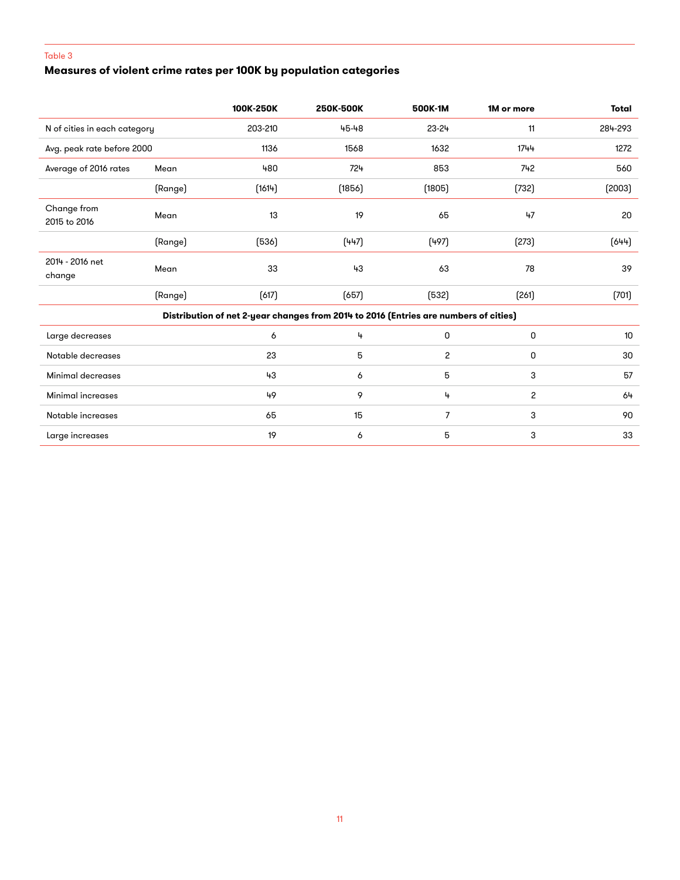Table 3

**Measures of violent crime rates per 100K by population categories**

| | | 100K-250K | 250K-500K | 500K-1M | 1M or more | Total |
|---|---|---|---|---|---|---|
| N of cities in each category | | 203-210 | 45-48 | 23-24 | 11 | 284-293 |
| Avg. peak rate before 2000 | | 1136 | 1568 | 1632 | 1744 | 1272 |
| Average of 2016 rates | Mean | 480 | 724 | 853 | 742 | 560 |
| | (Range) | (1614) | (1856) | (1805) | (732) | (2003) |
| Change from 2015 to 2016 | Mean | 13 | 19 | 65 | 47 | 20 |
| | (Range) | (536) | (447) | (497) | (273) | (644) |
| 2014 - 2016 net change | Mean | 33 | 43 | 63 | 78 | 39 |
| | (Range) | (617) | (657) | (532) | (261) | (701) |
| **Distribution of net 2-year changes from 2014 to 2016 (Entries are numbers of cities)** | | | | | | |
| Large decreases | | 6 | 4 | 0 | 0 | 10 |
| Notable decreases | | 23 | 5 | 2 | 0 | 30 |
| Minimal decreases | | 43 | 6 | 5 | 3 | 57 |
| Minimal increases | | 49 | 9 | 4 | 2 | 64 |
| Notable increases | | 65 | 15 | 7 | 3 | 90 |
| Large increases | | 19 | 6 | 5 | 3 | 33 |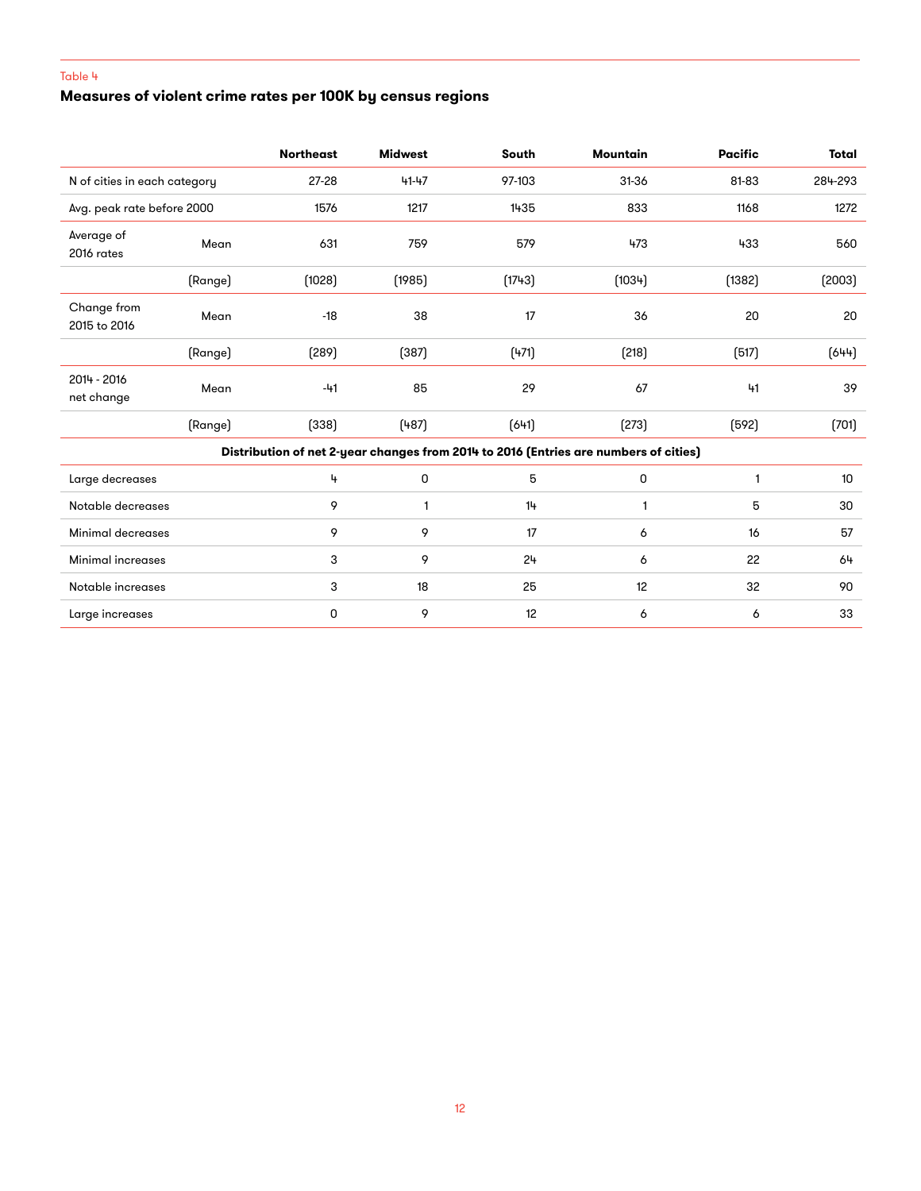Table 4

### Measures of violent crime rates per 100K by census regions

| | | Northeast | Midwest | South | Mountain | Pacific | Total |
|---|---|---|---|---|---|---|---|
| N of cities in each category | | 27-28 | 41-47 | 97-103 | 31-36 | 81-83 | 284-293 |
| Avg. peak rate before 2000 | | 1576 | 1217 | 1435 | 833 | 1168 | 1272 |
| Average of 2016 rates | Mean | 631 | 759 | 579 | 473 | 433 | 560 |
| | (Range) | (1028) | (1985) | (1743) | (1034) | (1382) | (2003) |
| Change from 2015 to 2016 | Mean | -18 | 38 | 17 | 36 | 20 | 20 |
| | (Range) | (289) | (387) | (471) | (218) | (517) | (644) |
| 2014 - 2016 net change | Mean | -41 | 85 | 29 | 67 | 41 | 39 |
| | (Range) | (338) | (487) | (641) | (273) | (592) | (701) |
| **Distribution of net 2-year changes from 2014 to 2016 (Entries are numbers of cities)** | | | | | | | |
| Large decreases | | 4 | 0 | 5 | 0 | 1 | 10 |
| Notable decreases | | 9 | 1 | 14 | 1 | 5 | 30 |
| Minimal decreases | | 9 | 9 | 17 | 6 | 16 | 57 |
| Minimal increases | | 3 | 9 | 24 | 6 | 22 | 64 |
| Notable increases | | 3 | 18 | 25 | 12 | 32 | 90 |
| Large increases | | 0 | 9 | 12 | 6 | 6 | 33 |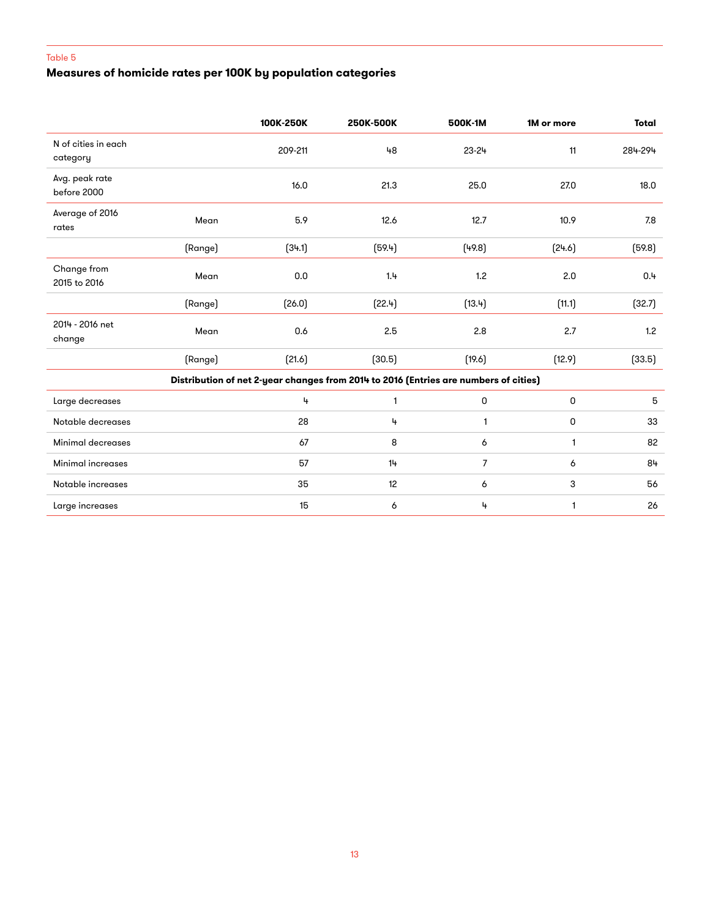Table 5

**Measures of homicide rates per 100K by population categories**

| | | 100K-250K | 250K-500K | 500K-1M | 1M or more | Total |
|---|---|---|---|---|---|---|
| N of cities in each category | | 209-211 | 48 | 23-24 | 11 | 284-294 |
| Avg. peak rate before 2000 | | 16.0 | 21.3 | 25.0 | 27.0 | 18.0 |
| Average of 2016 rates | Mean | 5.9 | 12.6 | 12.7 | 10.9 | 7.8 |
| | (Range) | (34.1) | (59.4) | (49.8) | (24.6) | (59.8) |
| Change from 2015 to 2016 | Mean | 0.0 | 1.4 | 1.2 | 2.0 | 0.4 |
| | (Range) | (26.0) | (22.4) | (13.4) | (11.1) | (32.7) |
| 2014 - 2016 net change | Mean | 0.6 | 2.5 | 2.8 | 2.7 | 1.2 |
| | (Range) | (21.6) | (30.5) | (19.6) | (12.9) | (33.5) |
| **Distribution of net 2-year changes from 2014 to 2016 (Entries are numbers of cities)** | | | | | | |
| Large decreases | | 4 | 1 | 0 | 0 | 5 |
| Notable decreases | | 28 | 4 | 1 | 0 | 33 |
| Minimal decreases | | 67 | 8 | 6 | 1 | 82 |
| Minimal increases | | 57 | 14 | 7 | 6 | 84 |
| Notable increases | | 35 | 12 | 6 | 3 | 56 |
| Large increases | | 15 | 6 | 4 | 1 | 26 |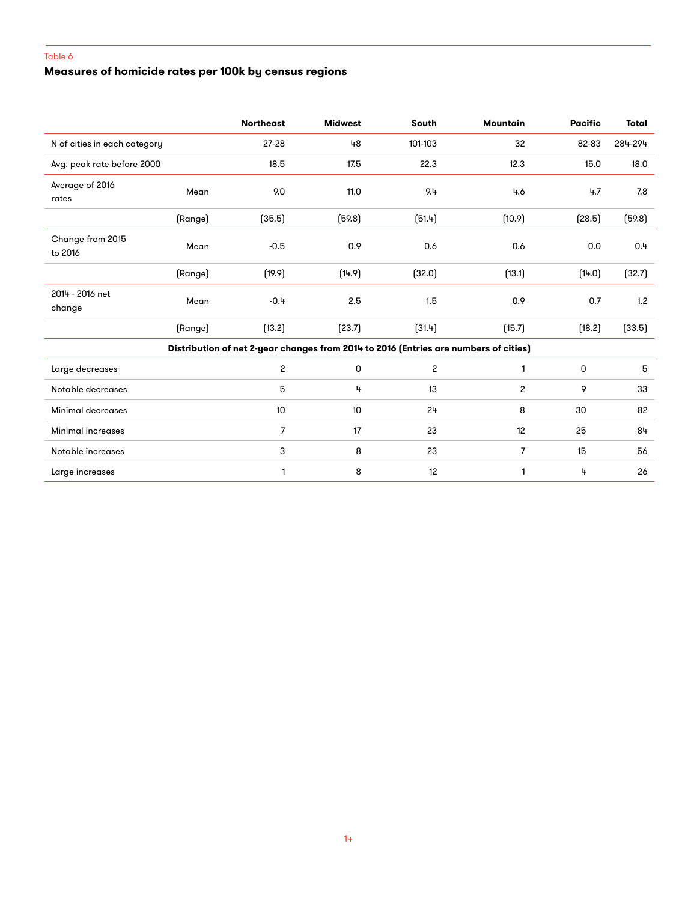Table 6

**Measures of homicide rates per 100k by census regions**

| | | Northeast | Midwest | South | Mountain | Pacific | Total |
|---|---|---|---|---|---|---|---|
| N of cities in each category | | 27-28 | 48 | 101-103 | 32 | 82-83 | 284-294 |
| Avg. peak rate before 2000 | | 18.5 | 17.5 | 22.3 | 12.3 | 15.0 | 18.0 |
| Average of 2016 rates | Mean | 9.0 | 11.0 | 9.4 | 4.6 | 4.7 | 7.8 |
| | (Range) | (35.5) | (59.8) | (51.4) | (10.9) | (28.5) | (59.8) |
| Change from 2015 to 2016 | Mean | -0.5 | 0.9 | 0.6 | 0.6 | 0.0 | 0.4 |
| | (Range) | (19.9) | (14.9) | (32.0) | (13.1) | (14.0) | (32.7) |
| 2014 - 2016 net change | Mean | -0.4 | 2.5 | 1.5 | 0.9 | 0.7 | 1.2 |
| | (Range) | (13.2) | (23.7) | (31.4) | (15.7) | (18.2) | (33.5) |
| **Distribution of net 2-year changes from 2014 to 2016 (Entries are numbers of cities)** | | | | | | | |
| Large decreases | | 2 | 0 | 2 | 1 | 0 | 5 |
| Notable decreases | | 5 | 4 | 13 | 2 | 9 | 33 |
| Minimal decreases | | 10 | 10 | 24 | 8 | 30 | 82 |
| Minimal increases | | 7 | 17 | 23 | 12 | 25 | 84 |
| Notable increases | | 3 | 8 | 23 | 7 | 15 | 56 |
| Large increases | | 1 | 8 | 12 | 1 | 4 | 26 |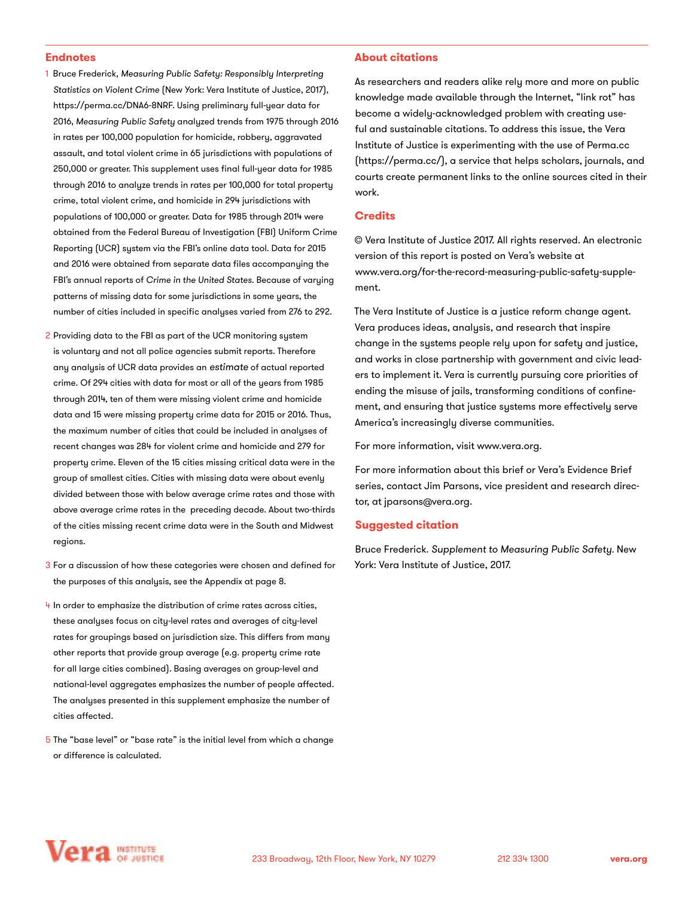## Endnotes

1. Bruce Frederick, *Measuring Public Safety: Responsibly Interpreting Statistics on Violent Crime* (New York: Vera Institute of Justice, 2017), https://perma.cc/DNA6-8NRF. Using preliminary full-year data for 2016, *Measuring Public Safety* analyzed trends from 1975 through 2016 in rates per 100,000 population for homicide, robbery, aggravated assault, and total violent crime in 65 jurisdictions with populations of 250,000 or greater. This supplement uses final full-year data for 1985 through 2016 to analyze trends in rates per 100,000 for total property crime, total violent crime, and homicide in 294 jurisdictions with populations of 100,000 or greater. Data for 1985 through 2014 were obtained from the Federal Bureau of Investigation (FBI) Uniform Crime Reporting (UCR) system via the FBI's online data tool. Data for 2015 and 2016 were obtained from separate data files accompanying the FBI's annual reports of *Crime in the United States*. Because of varying patterns of missing data for some jurisdictions in some years, the number of cities included in specific analyses varied from 276 to 292.

2. Providing data to the FBI as part of the UCR monitoring system is voluntary and not all police agencies submit reports. Therefore any analysis of UCR data provides an *estimate* of actual reported crime. Of 294 cities with data for most or all of the years from 1985 through 2014, ten of them were missing violent crime and homicide data and 15 were missing property crime data for 2015 or 2016. Thus, the maximum number of cities that could be included in analyses of recent changes was 284 for violent crime and homicide and 279 for property crime. Eleven of the 15 cities missing critical data were in the group of smallest cities. Cities with missing data were about evenly divided between those with below average crime rates and those with above average crime rates in the preceding decade. About two-thirds of the cities missing recent crime data were in the South and Midwest regions.

3. For a discussion of how these categories were chosen and defined for the purposes of this analysis, see the Appendix at page 8.

4. In order to emphasize the distribution of crime rates across cities, these analyses focus on city-level rates and averages of city-level rates for groupings based on jurisdiction size. This differs from many other reports that provide group average (e.g. property crime rate for all large cities combined). Basing averages on group-level and national-level aggregates emphasizes the number of people affected. The analyses presented in this supplement emphasize the number of cities affected.

5. The "base level" or "base rate" is the initial level from which a change or difference is calculated.

## About citations

As researchers and readers alike rely more and more on public knowledge made available through the Internet, "link rot" has become a widely-acknowledged problem with creating useful and sustainable citations. To address this issue, the Vera Institute of Justice is experimenting with the use of Perma.cc (https://perma.cc/), a service that helps scholars, journals, and courts create permanent links to the online sources cited in their work.

## Credits

© Vera Institute of Justice 2017. All rights reserved. An electronic version of this report is posted on Vera's website at www.vera.org/for-the-record-measuring-public-safety-supplement.

The Vera Institute of Justice is a justice reform change agent. Vera produces ideas, analysis, and research that inspire change in the systems people rely upon for safety and justice, and works in close partnership with government and civic leaders to implement it. Vera is currently pursuing core priorities of ending the misuse of jails, transforming conditions of confinement, and ensuring that justice systems more effectively serve America's increasingly diverse communities.

For more information, visit www.vera.org.

For more information about this brief or Vera's Evidence Brief series, contact Jim Parsons, vice president and research director, at jparsons@vera.org.

## Suggested citation

Bruce Frederick. *Supplement to Measuring Public Safety*. New York: Vera Institute of Justice, 2017.